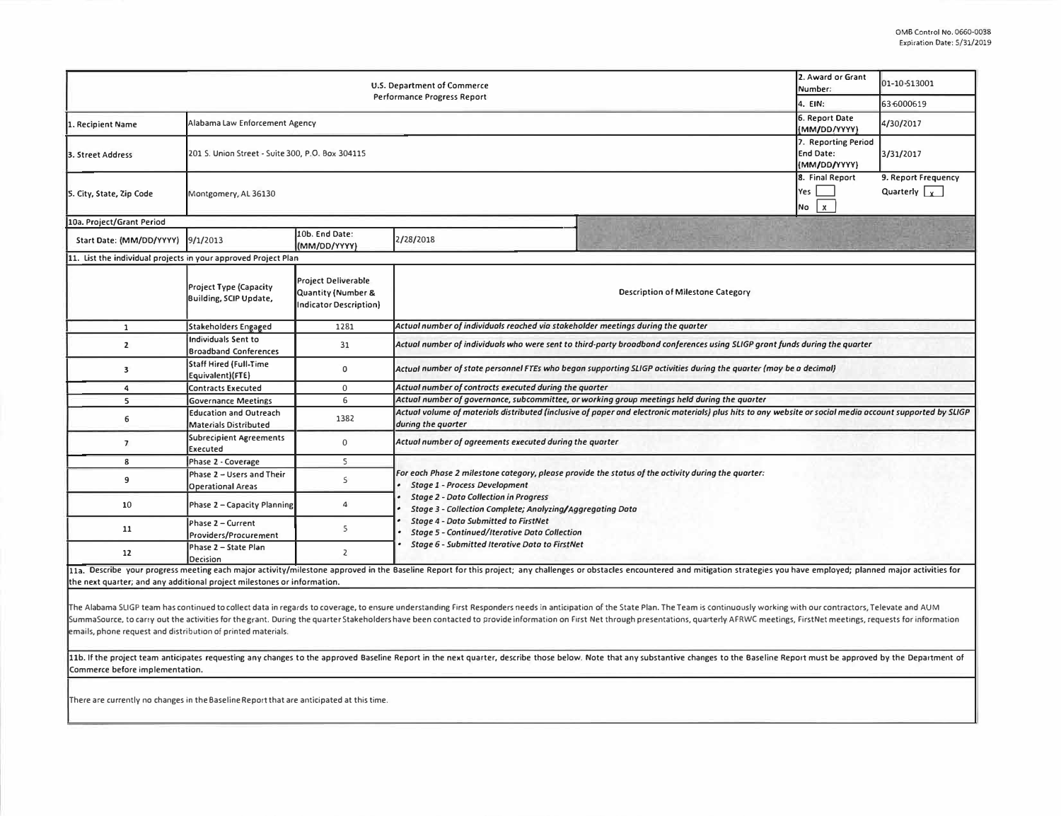OMB Control No. 0660-0038
Expiration Date: 5/31/2019

| U.S. Department of Commerce Performance Progress Report | | | | 2. Award or Grant Number: | 01-10-S13001 |
|---|---|---|---|---|---|
| | | | | 4. EIN: | 63-6000619 |
| 1. Recipient Name | Alabama Law Enforcement Agency | | | 6. Report Date (MM/DD/YYYY) | 4/30/2017 |
| 3. Street Address | 201 S. Union Street - Suite 300, P.O. Box 304115 | | | 7. Reporting Period End Date: (MM/DD/YYYY) | 3/31/2017 |
| 5. City, State, Zip Code | Montgomery, AL 36130 | | | 8. Final Report Yes [ ] No [x] | 9. Report Frequency Quarterly [x] |
| 10a. Project/Grant Period | | | | | |
| Start Date: (MM/DD/YYYY) | 9/1/2013 | 10b. End Date: (MM/DD/YYYY) | 2/28/2018 | | |

11. List the individual projects in your approved Project Plan

| | Project Type (Capacity Building, SCIP Update, | Project Deliverable Quantity (Number & Indicator Description) | Description of Milestone Category |
|---|---|---|---|
| 1 | Stakeholders Engaged | 1281 | *Actual number of individuals reached via stakeholder meetings during the quarter* |
| 2 | Individuals Sent to Broadband Conferences | 31 | *Actual number of individuals who were sent to third-party broadband conferences using SLIGP grant funds during the quarter* |
| 3 | Staff Hired (Full-Time Equivalent)(FTE) | 0 | *Actual number of state personnel FTEs who began supporting SLIGP activities during the quarter (may be a decimal)* |
| 4 | Contracts Executed | 0 | *Actual number of contracts executed during the quarter* |
| 5 | Governance Meetings | 6 | *Actual number of governance, subcommittee, or working group meetings held during the quarter* |
| 6 | Education and Outreach Materials Distributed | 1382 | *Actual volume of materials distributed (inclusive of paper and electronic materials) plus hits to any website or social media account supported by SLIGP during the quarter* |
| 7 | Subrecipient Agreements Executed | 0 | *Actual number of agreements executed during the quarter* |
| 8 | Phase 2 - Coverage | 5 | *For each Phase 2 milestone category, please provide the status of the activity during the quarter:* • *Stage 1 - Process Development* • *Stage 2 - Data Collection in Progress* • *Stage 3 - Collection Complete; Analyzing/Aggregating Data* • *Stage 4 - Data Submitted to FirstNet* • *Stage 5 - Continued/Iterative Data Collection* • *Stage 6 - Submitted Iterative Data to FirstNet* |
| 9 | Phase 2 – Users and Their Operational Areas | 5 | |
| 10 | Phase 2 – Capacity Planning | 4 | |
| 11 | Phase 2 – Current Providers/Procurement | 5 | |
| 12 | Phase 2 – State Plan Decision | 2 | |

11a. Describe your progress meeting each major activity/milestone approved in the Baseline Report for this project; any challenges or obstacles encountered and mitigation strategies you have employed; planned major activities for the next quarter; and any additional project milestones or information.

The Alabama SLIGP team has continued to collect data in regards to coverage, to ensure understanding First Responders needs in anticipation of the State Plan. The Team is continuously working with our contractors, Televate and AUM SummaSource, to carry out the activities for the grant. During the quarter Stakeholders have been contacted to provide information on First Net through presentations, quarterly AFRWC meetings, FirstNet meetings, requests for information emails, phone request and distribution of printed materials.

11b. If the project team anticipates requesting any changes to the approved Baseline Report in the next quarter, describe those below. Note that any substantive changes to the Baseline Report must be approved by the Department of Commerce before implementation.

There are currently no changes in the Baseline Report that are anticipated at this time.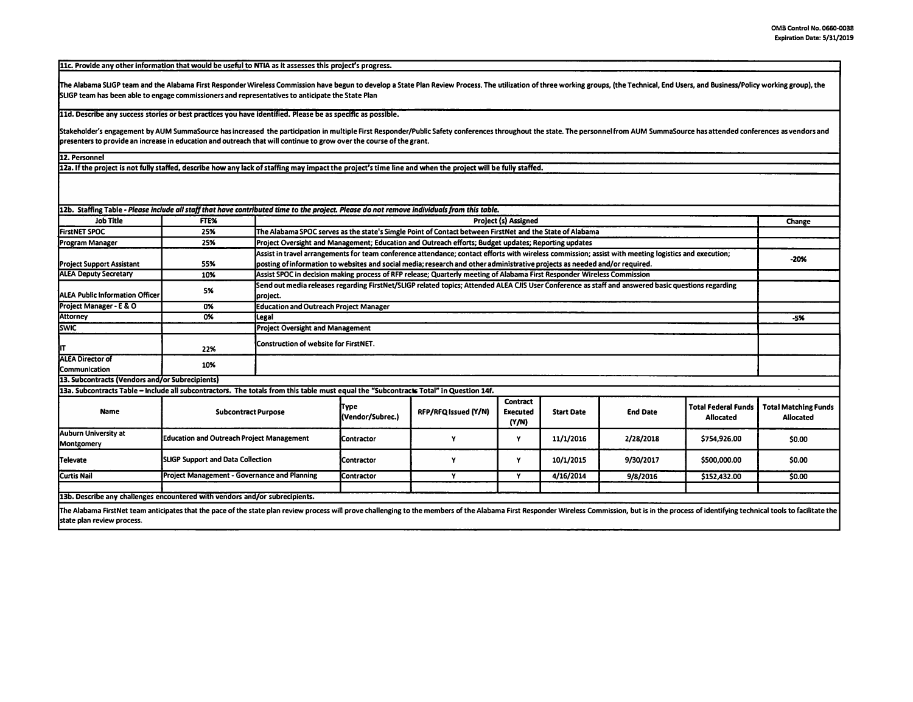**11c. Provide any other information that would be useful to NTIA as it assesses this project's progress.**

The Alabama SLIGP team and the Alabama First Responder Wireless Commission have begun to develop a State Plan Review Process. The utilization of three working groups, (the Technical, End Users, and Business/Policy working group), the SLIGP team has been able to engage commissioners and representatives to anticipate the State Plan

**11d. Describe any success stories or best practices you have identified. Please be as specific as possible.**

Stakeholder's engagement by AUM SummaSource has increased the participation in multiple First Responder/Public Safety conferences throughout the state. The personnel from AUM SummaSource has attended conferences as vendors and presenters to provide an increase in education and outreach that will continue to grow over the course of the grant.

**12. Personnel**

**12a. If the project is not fully staffed, describe how any lack of staffing may impact the project's time line and when the project will be fully staffed.**

**12b. Staffing Table** - *Please include all staff that have contributed time to the project. Please do not remove individuals from this table.*

| Job Title | FTE% | Project (s) Assigned | Change |
|---|---|---|---|
| FirstNET SPOC | 25% | The Alabama SPOC serves as the state's Simgle Point of Contact between FirstNet and the State of Alabama | |
| Program Manager | 25% | Project Oversight and Management; Education and Outreach efforts; Budget updates; Reporting updates | |
| Project Support Assistant | 55% | Assist in travel arrangements for team conference attendance; contact efforts with wireless commission; assist with meeting logistics and execution; posting of information to websites and social media; research and other administrative projects as needed and/or required. | -20% |
| ALEA Deputy Secretary | 10% | Assist SPOC in decision making process of RFP release; Quarterly meeting of Alabama First Responder Wireless Commission | |
| ALEA Public Information Officer | 5% | Send out media releases regarding FirstNet/SLIGP related topics; Attended ALEA CJIS User Conference as staff and answered basic questions regarding project. | |
| Project Manager - E & O | 0% | Education and Outreach Project Manager | |
| Attorney | 0% | Legal | -5% |
| SWIC | | Project Oversight and Management | |
| IT | 22% | Construction of website for FirstNET. | |
| ALEA Director of Communication | 10% | | |

**13. Subcontracts (Vendors and/or Subrecipients)**

**13a. Subcontracts Table – Include all subcontractors. The totals from this table must equal the "Subcontracts Total" in Question 14f.**

| Name | Subcontract Purpose | Type (Vendor/Subrec.) | RFP/RFQ Issued (Y/N) | Contract Executed (Y/N) | Start Date | End Date | Total Federal Funds Allocated | Total Matching Funds Allocated |
|---|---|---|---|---|---|---|---|---|
| Auburn University at Montgomery | Education and Outreach Project Management | Contractor | Y | Y | 11/1/2016 | 2/28/2018 | $754,926.00 | $0.00 |
| Televate | SLIGP Support and Data Collection | Contractor | Y | Y | 10/1/2015 | 9/30/2017 | $500,000.00 | $0.00 |
| Curtis Nail | Project Management - Governance and Planning | Contractor | Y | Y | 4/16/2014 | 9/8/2016 | $152,432.00 | $0.00 |
| | | | | | | | | |

**13b. Describe any challenges encountered with vendors and/or subrecipients.**

The Alabama FirstNet team anticipates that the pace of the state plan review process will prove challenging to the members of the Alabama First Responder Wireless Commission, but is in the process of identifying technical tools to facilitate the state plan review process.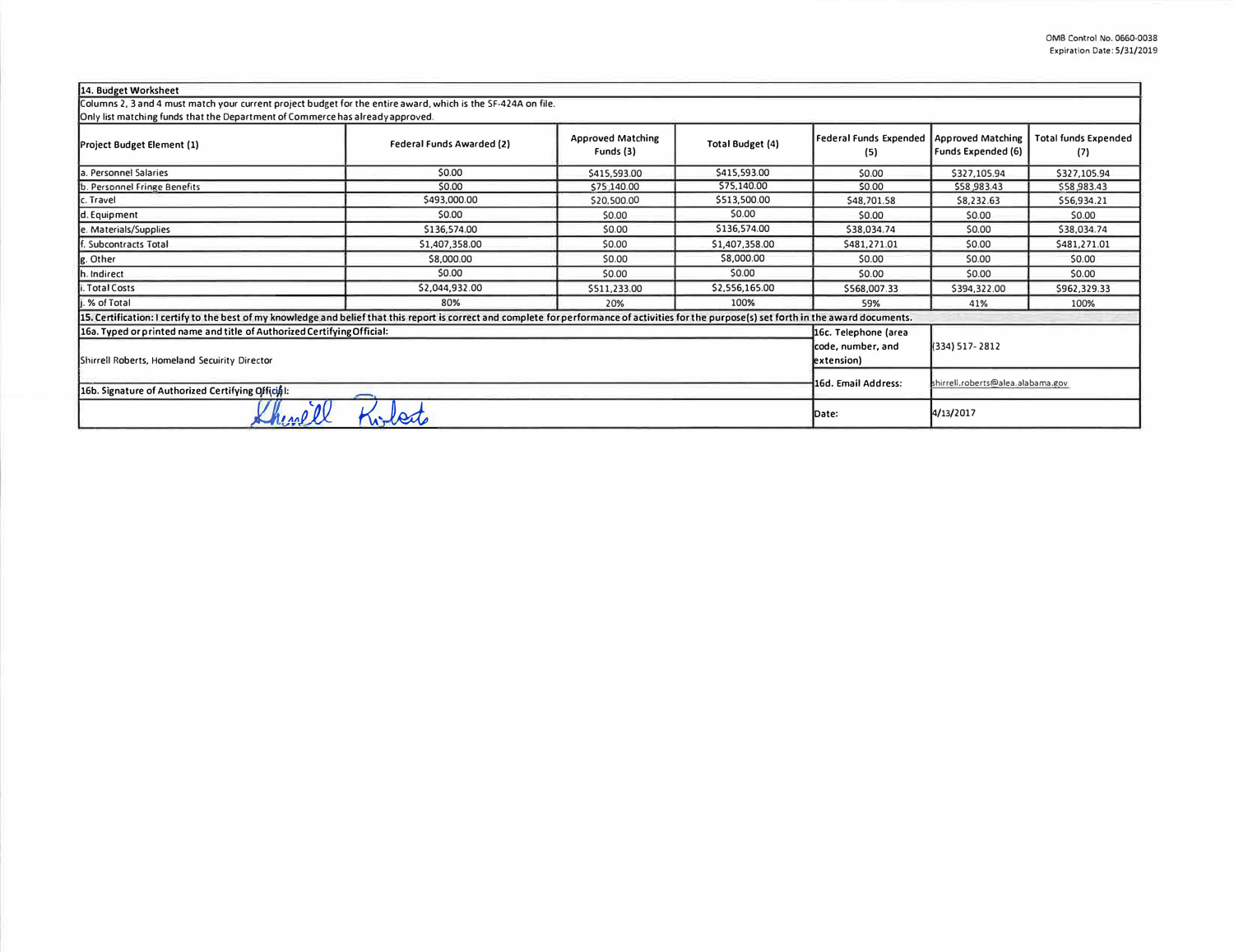OMB Control No. 0660-0038
Expiration Date: 5/31/2019

**14. Budget Worksheet**

Columns 2, 3 and 4 must match your current project budget for the entire award, which is the SF-424A on file.
Only list matching funds that the Department of Commerce has already approved.

| Project Budget Element (1) | Federal Funds Awarded (2) | Approved Matching Funds (3) | Total Budget (4) | Federal Funds Expended (5) | Approved Matching Funds Expended (6) | Total funds Expended (7) |
|---|---|---|---|---|---|---|
| a. Personnel Salaries | $0.00 | $415,593.00 | $415,593.00 | $0.00 | $327,105.94 | $327,105.94 |
| b. Personnel Fringe Benefits | $0.00 | $75,140.00 | $75,140.00 | $0.00 | $58,983.43 | $58,983.43 |
| c. Travel | $493,000.00 | $20,500.00 | $513,500.00 | $48,701.58 | $8,232.63 | $56,934.21 |
| d. Equipment | $0.00 | $0.00 | $0.00 | $0.00 | $0.00 | $0.00 |
| e. Materials/Supplies | $136,574.00 | $0.00 | $136,574.00 | $38,034.74 | $0.00 | $38,034.74 |
| f. Subcontracts Total | $1,407,358.00 | $0.00 | $1,407,358.00 | $481,271.01 | $0.00 | $481,271.01 |
| g. Other | $8,000.00 | $0.00 | $8,000.00 | $0.00 | $0.00 | $0.00 |
| h. Indirect | $0.00 | $0.00 | $0.00 | $0.00 | $0.00 | $0.00 |
| i. Total Costs | $2,044,932.00 | $511,233.00 | $2,556,165.00 | $568,007.33 | $394,322.00 | $962,329.33 |
| j. % of Total | 80% | 20% | 100% | 59% | 41% | 100% |

**15. Certification:** I certify to the best of my knowledge and belief that this report is correct and complete for performance of activities for the purpose(s) set forth in the award documents.

| | | |
|---|---|---|
| **16a. Typed or printed name and title of Authorized Certifying Official:** Shirrell Roberts, Homeland Secuirity Director | 16c. Telephone (area code, number, and extension) | (334) 517-2812 |
| **16b. Signature of Authorized Certifying Official:** | 16d. Email Address: | shirrell.roberts@alea.alabama.gov |
| Shirrell Roberts | Date: | 4/13/2017 |